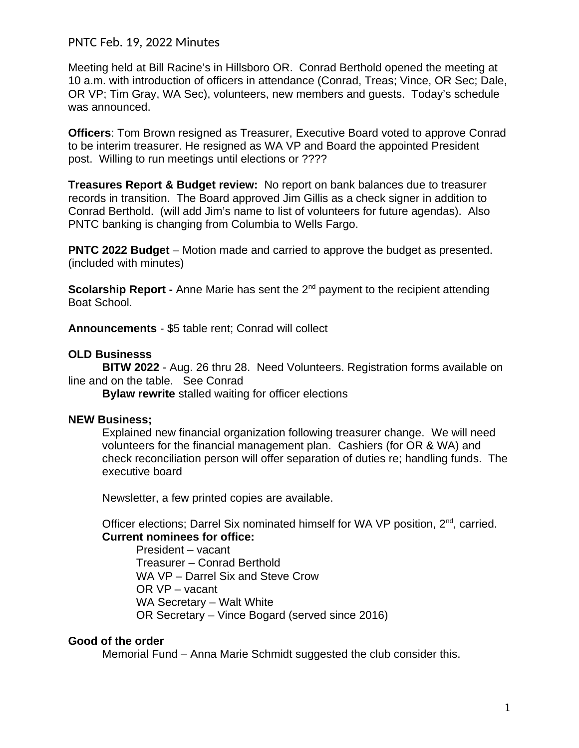# PNTC Feb. 19, 2022 Minutes

Meeting held at Bill Racine's in Hillsboro OR. Conrad Berthold opened the meeting at 10 a.m. with introduction of officers in attendance (Conrad, Treas; Vince, OR Sec; Dale, OR VP; Tim Gray, WA Sec), volunteers, new members and guests. Today's schedule was announced.

**Officers**: Tom Brown resigned as Treasurer, Executive Board voted to approve Conrad to be interim treasurer. He resigned as WA VP and Board the appointed President post. Willing to run meetings until elections or ????

**Treasures Report & Budget review:** No report on bank balances due to treasurer records in transition. The Board approved Jim Gillis as a check signer in addition to Conrad Berthold. (will add Jim's name to list of volunteers for future agendas). Also PNTC banking is changing from Columbia to Wells Fargo.

**PNTC 2022 Budget** – Motion made and carried to approve the budget as presented. (included with minutes)

**Scolarship Report -** Anne Marie has sent the 2nd payment to the recipient attending Boat School.

**Announcements** - $5 table rent; Conrad will collect

**OLD Businesss**

**BITW 2022** - Aug. 26 thru 28. Need Volunteers. Registration forms available on line and on the table. See Conrad

**Bylaw rewrite** stalled waiting for officer elections

**NEW Business;**

Explained new financial organization following treasurer change. We will need volunteers for the financial management plan. Cashiers (for OR & WA) and check reconciliation person will offer separation of duties re; handling funds. The executive board

Newsletter, a few printed copies are available.

Officer elections; Darrel Six nominated himself for WA VP position, 2nd, carried.

**Current nominees for office:**

- President – vacant
- Treasurer – Conrad Berthold
- WA VP – Darrel Six and Steve Crow
- OR VP – vacant
- WA Secretary – Walt White
- OR Secretary – Vince Bogard (served since 2016)

**Good of the order**

Memorial Fund – Anna Marie Schmidt suggested the club consider this.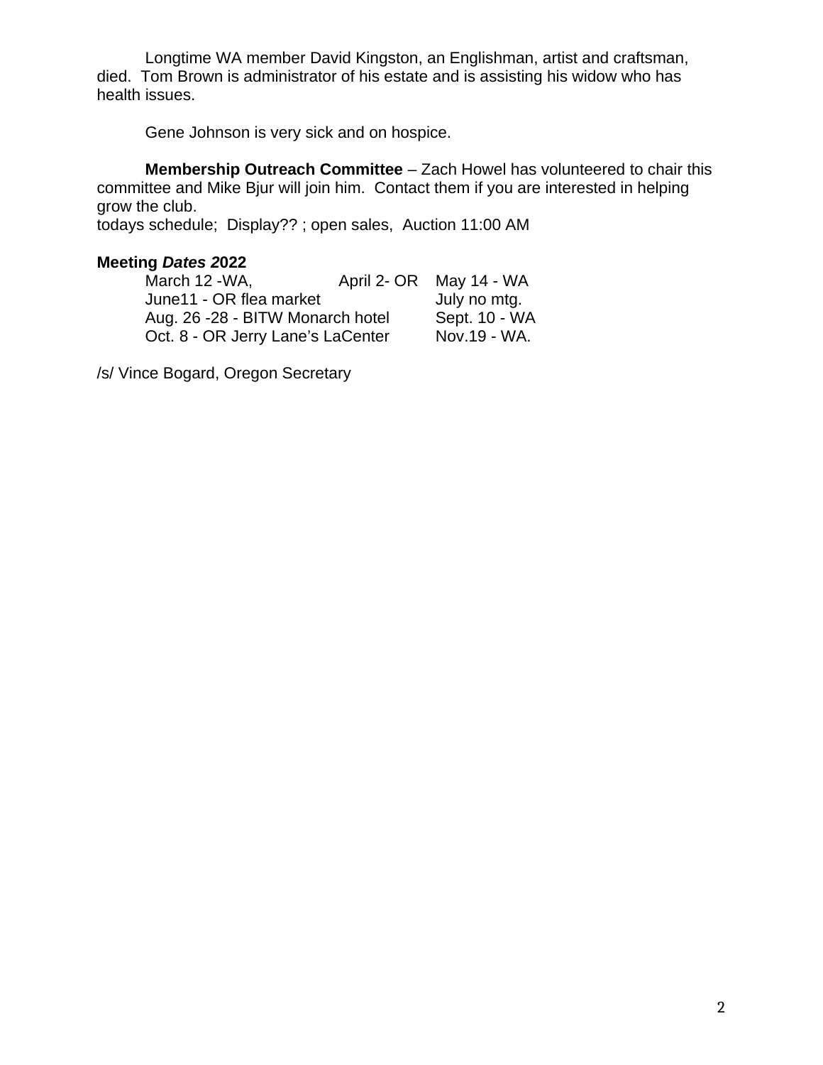Longtime WA member David Kingston, an Englishman, artist and craftsman, died. Tom Brown is administrator of his estate and is assisting his widow who has health issues.

Gene Johnson is very sick and on hospice.

**Membership Outreach Committee** – Zach Howel has volunteered to chair this committee and Mike Bjur will join him. Contact them if you are interested in helping grow the club.
todays schedule; Display?? ; open sales, Auction 11:00 AM

**Meeting *Dates 2*022**

| | | |
|---|---|---|
| March 12 -WA, | April 2- OR | May 14 - WA |
| June11 - OR flea market | | July no mtg. |
| Aug. 26 -28 - BITW Monarch hotel | | Sept. 10 - WA |
| Oct. 8 - OR Jerry Lane's LaCenter | | Nov.19 - WA. |

/s/ Vince Bogard, Oregon Secretary